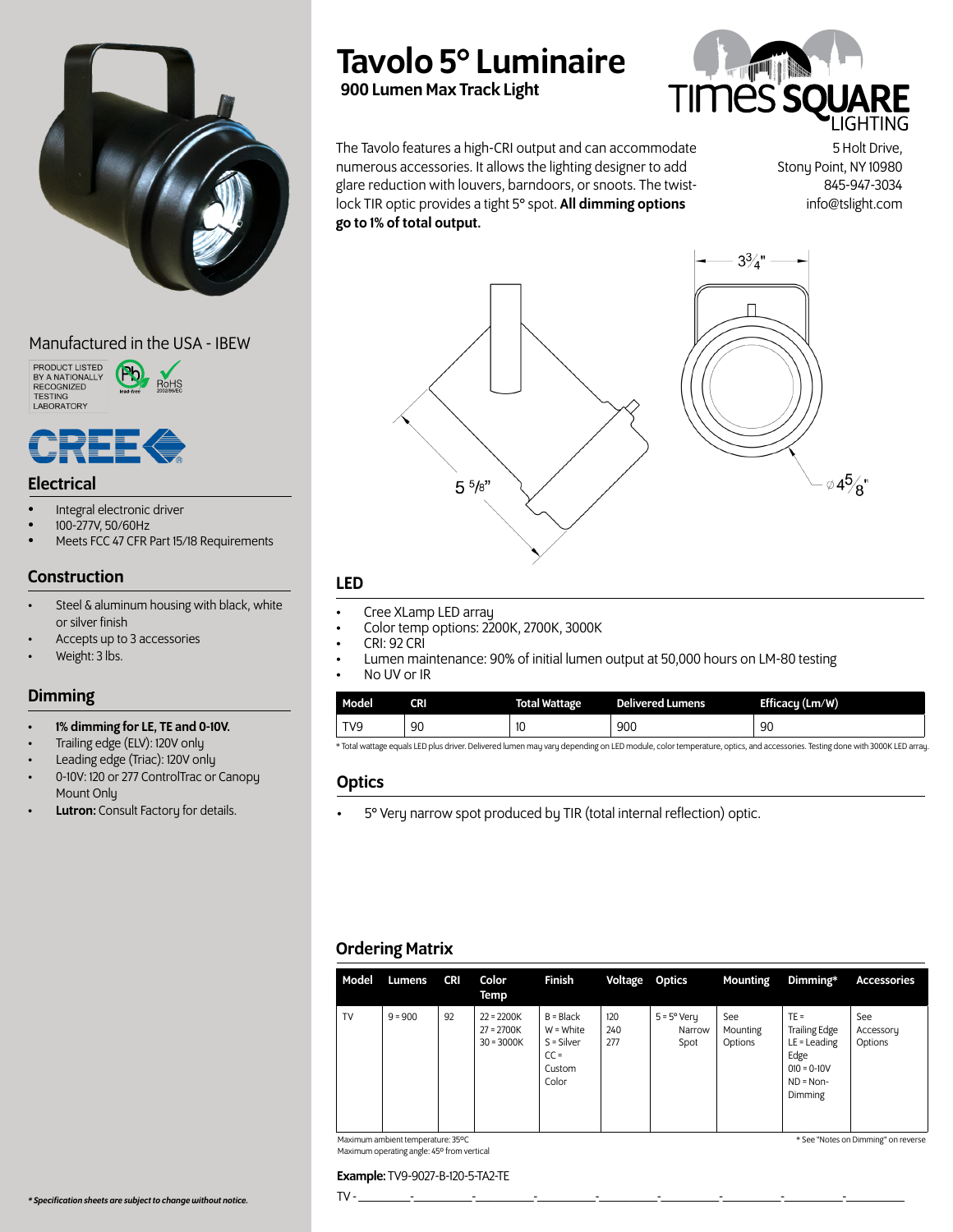# Tavolo 5° Luminaire

**900 Lumen Max Track Light**

TIMES SQUARE LIGHTING

The Tavolo features a high-CRI output and can accommodate numerous accessories. It allows the lighting designer to add glare reduction with louvers, barndoors, or snoots. The twist-lock TIR optic provides a tight 5° spot. **All dimming options go to 1% of total output.**

5 Holt Drive,
Stony Point, NY 10980
845-947-3034
info@tslight.com

3 3/4"

5 5/8"

Ø 4 5/8"

Manufactured in the USA - IBEW

PRODUCT LISTED BY A NATIONALLY RECOGNIZED TESTING LABORATORY

RoHS

CREE

## Electrical

- Integral electronic driver
- 100-277V, 50/60Hz
- Meets FCC 47 CFR Part 15/18 Requirements

## Construction

- Steel & aluminum housing with black, white or silver finish
- Accepts up to 3 accessories
- Weight: 3 lbs.

## Dimming

- **1% dimming for LE, TE and 0-10V.**
- Trailing edge (ELV): 120V only
- Leading edge (Triac): 120V only
- 0-10V: 120 or 277 ControlTrac or Canopy Mount Only
- **Lutron:** Consult Factory for details.

*\* Specification sheets are subject to change without notice.*

## LED

- Cree XLamp LED array
- Color temp options: 2200K, 2700K, 3000K
- CRI: 92 CRI
- Lumen maintenance: 90% of initial lumen output at 50,000 hours on LM-80 testing
- No UV or IR

| Model | CRI | Total Wattage | Delivered Lumens | Efficacy (Lm/W) |
|---|---|---|---|---|
| TV9 | 90 | 10 | 900 | 90 |

\* Total wattage equals LED plus driver. Delivered lumen may vary depending on LED module, color temperature, optics, and accessories. Testing done with 3000K LED array.

## Optics

- 5° Very narrow spot produced by TIR (total internal reflection) optic.

## Ordering Matrix

| Model | Lumens | CRI | Color Temp | Finish | Voltage | Optics | Mounting | Dimming* | Accessories |
|---|---|---|---|---|---|---|---|---|---|
| TV | 9 = 900 | 92 | 22 = 2200K<br>27 = 2700K<br>30 = 3000K | B = Black<br>W = White<br>S = Silver<br>CC = Custom Color | 120<br>240<br>277 | 5 = 5° Very Narrow Spot | See Mounting Options | TE = Trailing Edge<br>LE = Leading Edge<br>010 = 0-10V<br>ND = Non-Dimming | See Accessory Options |

Maximum ambient temperature: 35°C
Maximum operating angle: 45° from vertical

\* See "Notes on Dimming" on reverse

**Example:** TV9-9027-B-120-5-TA2-TE

TV - ________ - ________ - ________ - ________ - ________ - ________ - ________ - ________ - ________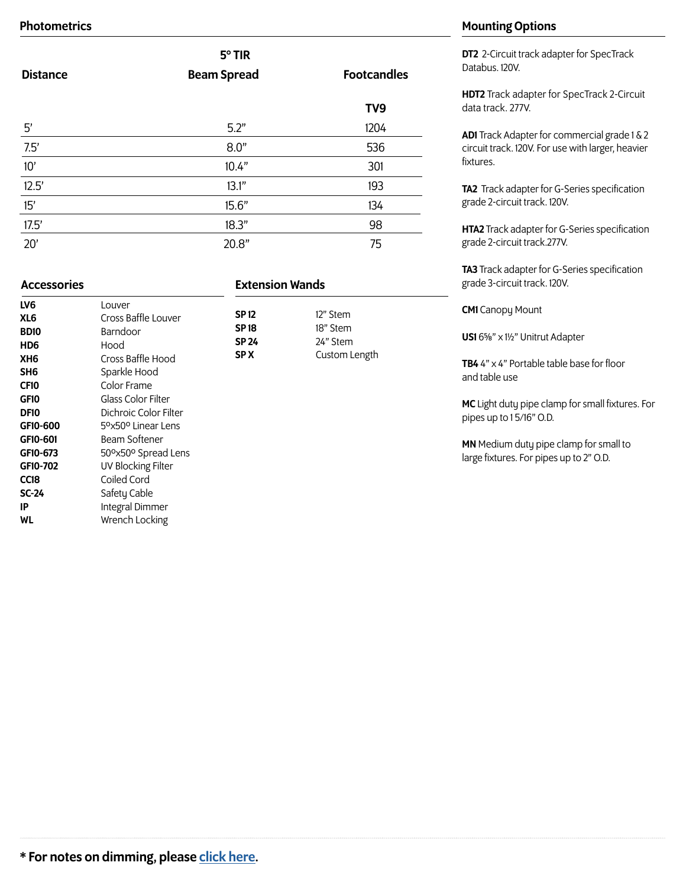## Photometrics

| Distance | 5° TIR Beam Spread | Footcandles |
|---|---|---|
| | | TV9 |
| 5’ | 5.2” | 1204 |
| 7.5’ | 8.0” | 536 |
| 10’ | 10.4” | 301 |
| 12.5’ | 13.1” | 193 |
| 15’ | 15.6” | 134 |
| 17.5’ | 18.3” | 98 |
| 20’ | 20.8” | 75 |

## Accessories

| | |
|---|---|
| **LV6** | Louver |
| **XL6** | Cross Baffle Louver |
| **BD10** | Barndoor |
| **HD6** | Hood |
| **XH6** | Cross Baffle Hood |
| **SH6** | Sparkle Hood |
| **CF10** | Color Frame |
| **GF10** | Glass Color Filter |
| **DF10** | Dichroic Color Filter |
| **GF10-600** | 5°x50° Linear Lens |
| **GF10-601** | Beam Softener |
| **GF10-673** | 50°x50° Spread Lens |
| **GF10-702** | UV Blocking Filter |
| **CC18** | Coiled Cord |
| **SC-24** | Safety Cable |
| **IP** | Integral Dimmer |
| **WL** | Wrench Locking |

## Extension Wands

| | |
|---|---|
| **SP 12** | 12” Stem |
| **SP 18** | 18” Stem |
| **SP 24** | 24” Stem |
| **SP X** | Custom Length |

## Mounting Options

**DT2** 2-Circuit track adapter for SpecTrack Databus. 120V.

**HDT2** Track adapter for SpecTrack 2-Circuit data track. 277V.

**AD1** Track Adapter for commercial grade 1 & 2 circuit track. 120V. For use with larger, heavier fixtures.

**TA2** Track adapter for G-Series specification grade 2-circuit track. 120V.

**HTA2** Track adapter for G-Series specification grade 2-circuit track.277V.

**TA3** Track adapter for G-Series specification grade 3-circuit track. 120V.

**CM1** Canopy Mount

**US1** 6⅝” x 1½” Unitrut Adapter

**TB4** 4” x 4” Portable table base for floor and table use

**MC** Light duty pipe clamp for small fixtures. For pipes up to 1 5/16” O.D.

**MN** Medium duty pipe clamp for small to large fixtures. For pipes up to 2” O.D.

**\* For notes on dimming, please click here.**